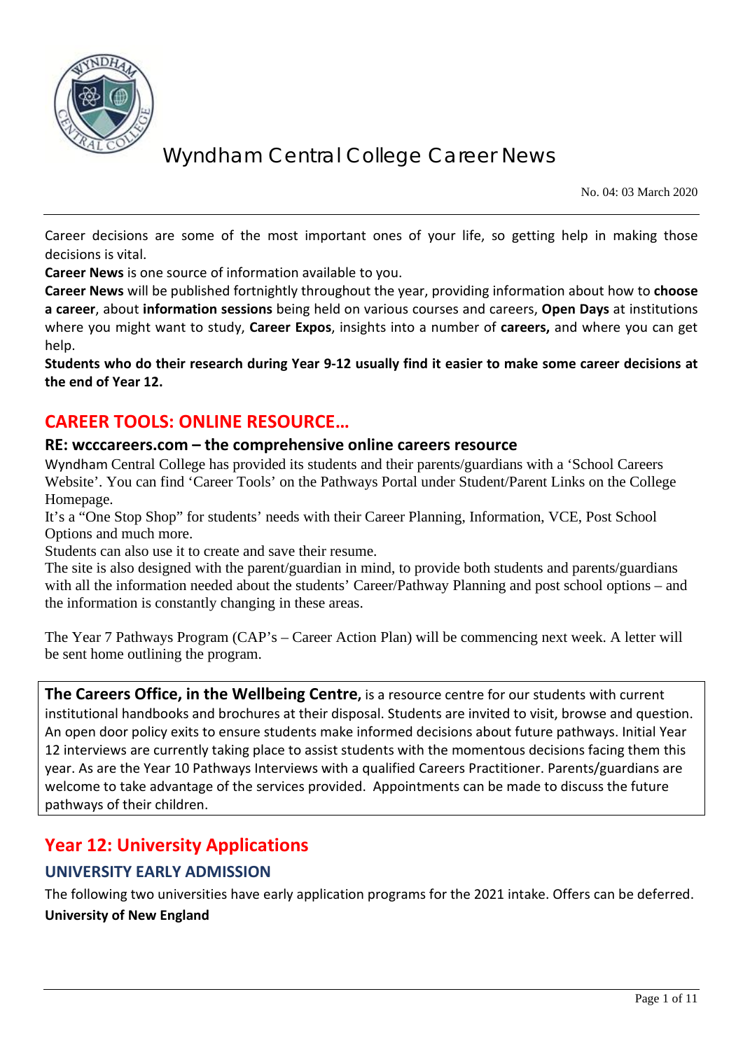# Wyndham Central College Career News

No. 04: 03 March 2020

Career decisions are some of the most important ones of your life, so getting help in making those decisions is vital.

**Career News** is one source of information available to you.

**Career News** will be published fortnightly throughout the year, providing information about how to **choose a career**, about **information sessions** being held on various courses and careers, **Open Days** at institutions where you might want to study, **Career Expos**, insights into a number of **careers,** and where you can get help.

**Students who do their research during Year 9-12 usually find it easier to make some career decisions at the end of Year 12.**

## CAREER TOOLS: ONLINE RESOURCE…

### RE: wcccareers.com – the comprehensive online careers resource

Wyndham Central College has provided its students and their parents/guardians with a 'School Careers Website'. You can find 'Career Tools' on the Pathways Portal under Student/Parent Links on the College Homepage.

It's a "One Stop Shop" for students' needs with their Career Planning, Information, VCE, Post School Options and much more.

Students can also use it to create and save their resume.

The site is also designed with the parent/guardian in mind, to provide both students and parents/guardians with all the information needed about the students' Career/Pathway Planning and post school options – and the information is constantly changing in these areas.

The Year 7 Pathways Program (CAP's – Career Action Plan) will be commencing next week. A letter will be sent home outlining the program.

**The Careers Office, in the Wellbeing Centre,** is a resource centre for our students with current institutional handbooks and brochures at their disposal. Students are invited to visit, browse and question. An open door policy exits to ensure students make informed decisions about future pathways. Initial Year 12 interviews are currently taking place to assist students with the momentous decisions facing them this year. As are the Year 10 Pathways Interviews with a qualified Careers Practitioner. Parents/guardians are welcome to take advantage of the services provided. Appointments can be made to discuss the future pathways of their children.

## Year 12: University Applications

### UNIVERSITY EARLY ADMISSION

The following two universities have early application programs for the 2021 intake. Offers can be deferred.

**University of New England**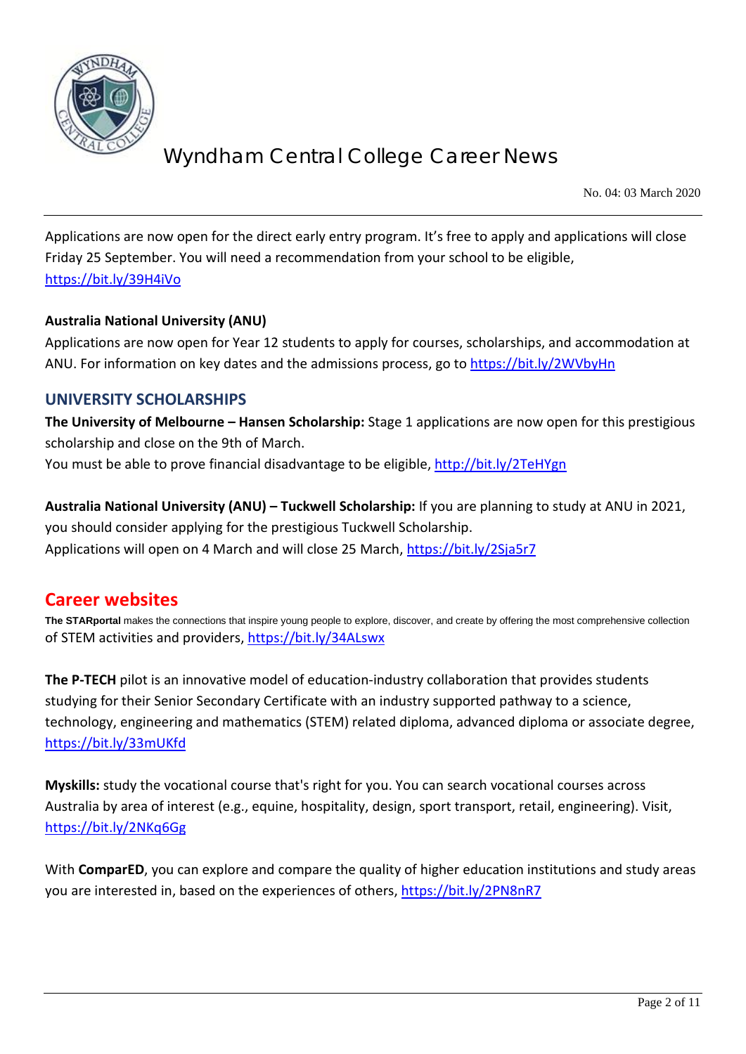Applications are now open for the direct early entry program. It's free to apply and applications will close Friday 25 September. You will need a recommendation from your school to be eligible, https://bit.ly/39H4iVo

**Australia National University (ANU)**

Applications are now open for Year 12 students to apply for courses, scholarships, and accommodation at ANU. For information on key dates and the admissions process, go to https://bit.ly/2WVbyHn

## UNIVERSITY SCHOLARSHIPS

**The University of Melbourne – Hansen Scholarship:** Stage 1 applications are now open for this prestigious scholarship and close on the 9th of March.
You must be able to prove financial disadvantage to be eligible, http://bit.ly/2TeHYgn

**Australia National University (ANU) – Tuckwell Scholarship:** If you are planning to study at ANU in 2021, you should consider applying for the prestigious Tuckwell Scholarship.
Applications will open on 4 March and will close 25 March, https://bit.ly/2Sja5r7

# Career websites

**The STARportal** makes the connections that inspire young people to explore, discover, and create by offering the most comprehensive collection of STEM activities and providers, https://bit.ly/34ALswx

**The P-TECH** pilot is an innovative model of education-industry collaboration that provides students studying for their Senior Secondary Certificate with an industry supported pathway to a science, technology, engineering and mathematics (STEM) related diploma, advanced diploma or associate degree, https://bit.ly/33mUKfd

**Myskills:** study the vocational course that's right for you. You can search vocational courses across Australia by area of interest (e.g., equine, hospitality, design, sport transport, retail, engineering). Visit, https://bit.ly/2NKq6Gg

With **ComparED**, you can explore and compare the quality of higher education institutions and study areas you are interested in, based on the experiences of others, https://bit.ly/2PN8nR7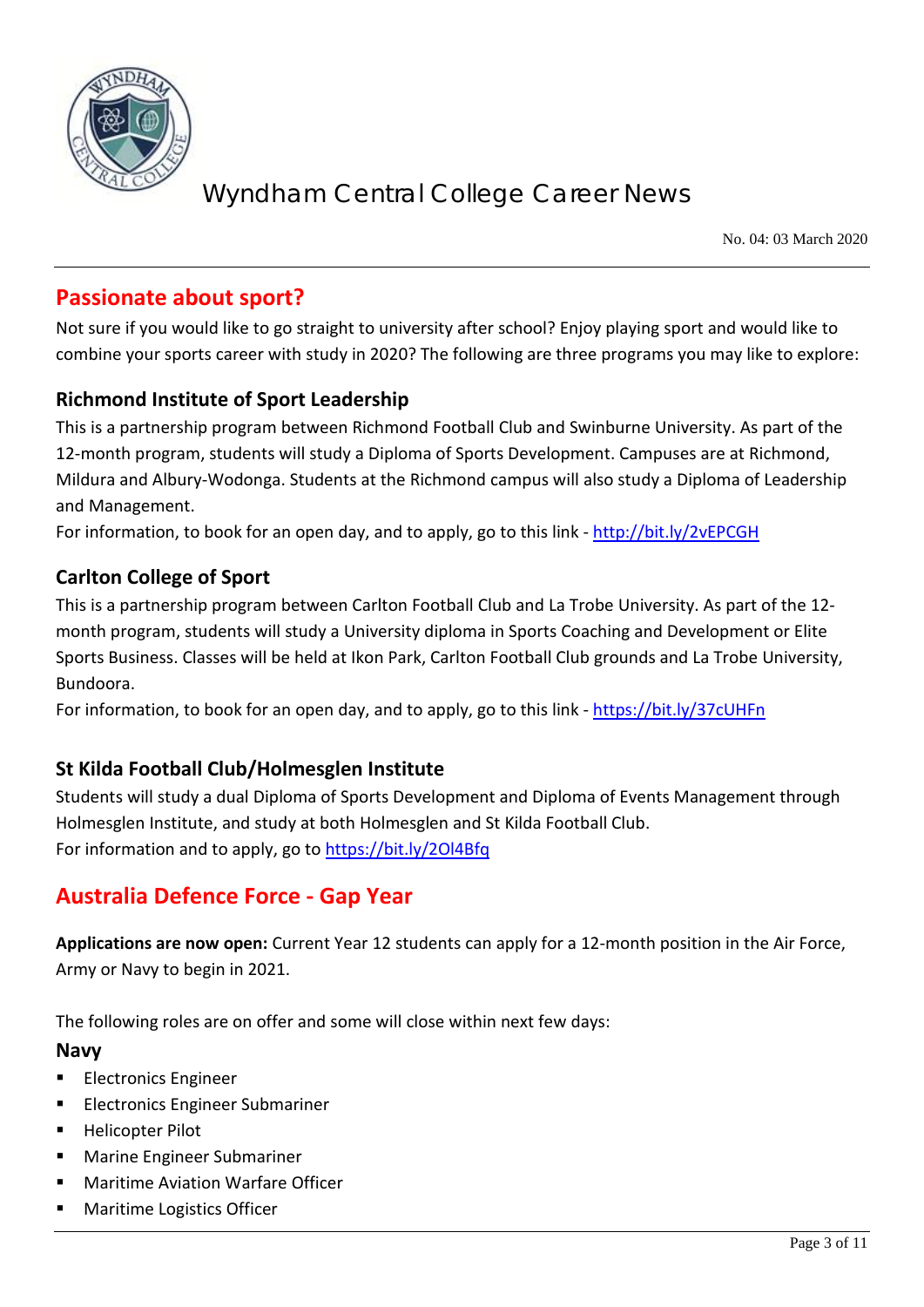## Passionate about sport?

Not sure if you would like to go straight to university after school? Enjoy playing sport and would like to combine your sports career with study in 2020? The following are three programs you may like to explore:

### Richmond Institute of Sport Leadership

This is a partnership program between Richmond Football Club and Swinburne University. As part of the 12-month program, students will study a Diploma of Sports Development. Campuses are at Richmond, Mildura and Albury-Wodonga. Students at the Richmond campus will also study a Diploma of Leadership and Management.

For information, to book for an open day, and to apply, go to this link - http://bit.ly/2vEPCGH

### Carlton College of Sport

This is a partnership program between Carlton Football Club and La Trobe University. As part of the 12-month program, students will study a University diploma in Sports Coaching and Development or Elite Sports Business. Classes will be held at Ikon Park, Carlton Football Club grounds and La Trobe University, Bundoora.

For information, to book for an open day, and to apply, go to this link - https://bit.ly/37cUHFn

### St Kilda Football Club/Holmesglen Institute

Students will study a dual Diploma of Sports Development and Diploma of Events Management through Holmesglen Institute, and study at both Holmesglen and St Kilda Football Club.

For information and to apply, go to https://bit.ly/2Ol4Bfq

## Australia Defence Force - Gap Year

**Applications are now open:** Current Year 12 students can apply for a 12-month position in the Air Force, Army or Navy to begin in 2021.

The following roles are on offer and some will close within next few days:

### Navy

- Electronics Engineer
- Electronics Engineer Submariner
- Helicopter Pilot
- Marine Engineer Submariner
- Maritime Aviation Warfare Officer
- Maritime Logistics Officer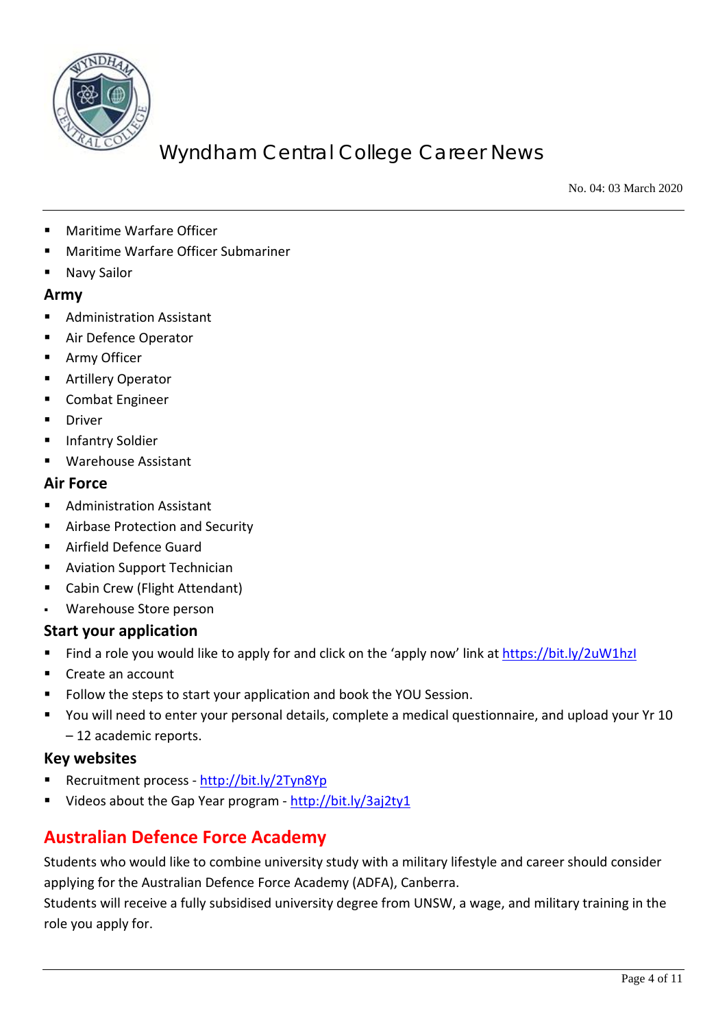- Maritime Warfare Officer
- Maritime Warfare Officer Submariner
- Navy Sailor

### Army

- Administration Assistant
- Air Defence Operator
- Army Officer
- Artillery Operator
- Combat Engineer
- Driver
- Infantry Soldier
- Warehouse Assistant

### Air Force

- Administration Assistant
- Airbase Protection and Security
- Airfield Defence Guard
- Aviation Support Technician
- Cabin Crew (Flight Attendant)
- Warehouse Store person

### Start your application

- Find a role you would like to apply for and click on the 'apply now' link at https://bit.ly/2uW1hzI
- Create an account
- Follow the steps to start your application and book the YOU Session.
- You will need to enter your personal details, complete a medical questionnaire, and upload your Yr 10 – 12 academic reports.

### Key websites

- Recruitment process - http://bit.ly/2Tyn8Yp
- Videos about the Gap Year program - http://bit.ly/3aj2ty1

## Australian Defence Force Academy

Students who would like to combine university study with a military lifestyle and career should consider applying for the Australian Defence Force Academy (ADFA), Canberra.

Students will receive a fully subsidised university degree from UNSW, a wage, and military training in the role you apply for.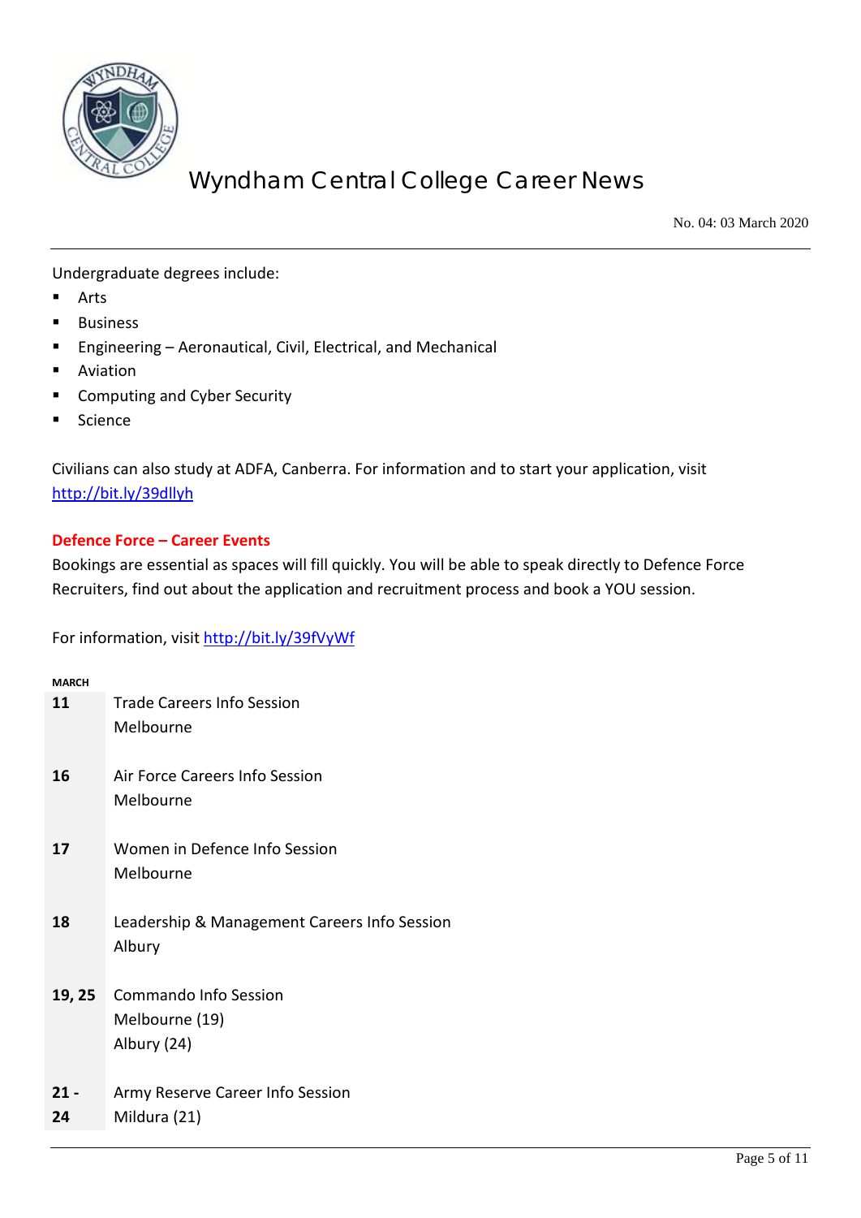Undergraduate degrees include:

- Arts
- Business
- Engineering – Aeronautical, Civil, Electrical, and Mechanical
- Aviation
- Computing and Cyber Security
- Science

Civilians can also study at ADFA, Canberra. For information and to start your application, visit http://bit.ly/39dllyh

### Defence Force – Career Events

Bookings are essential as spaces will fill quickly. You will be able to speak directly to Defence Force Recruiters, find out about the application and recruitment process and book a YOU session.

For information, visit http://bit.ly/39fVyWf

| MARCH | |
|---|---|
| **11** | Trade Careers Info Session<br>Melbourne |
| **16** | Air Force Careers Info Session<br>Melbourne |
| **17** | Women in Defence Info Session<br>Melbourne |
| **18** | Leadership & Management Careers Info Session<br>Albury |
| **19, 25** | Commando Info Session<br>Melbourne (19)<br>Albury (24) |
| **21 - 24** | Army Reserve Career Info Session<br>Mildura (21) |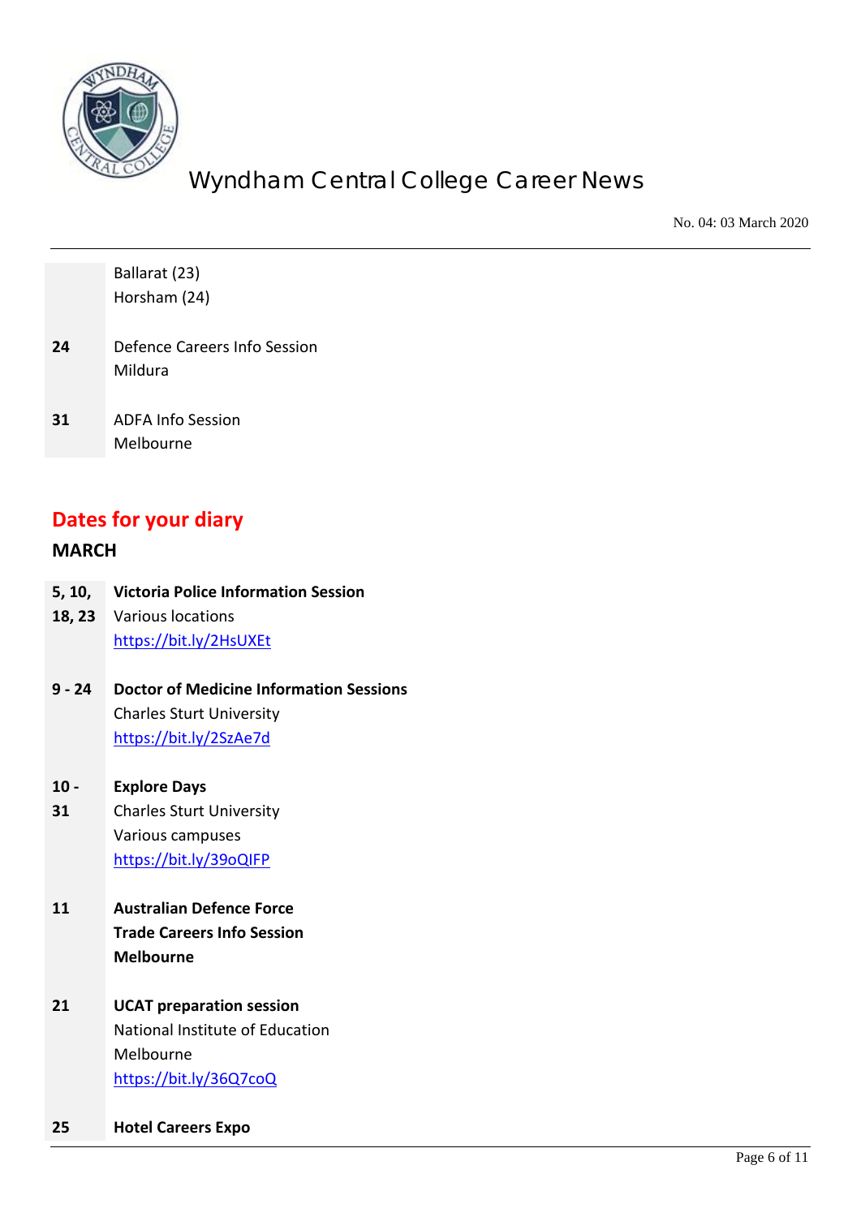| | |
|---|---|
| | Ballarat (23)<br>Horsham (24) |
| **24** | Defence Careers Info Session<br>Mildura |
| **31** | ADFA Info Session<br>Melbourne |

## Dates for your diary

### MARCH

| | |
|---|---|
| **5, 10, 18, 23** | **Victoria Police Information Session**<br>Various locations<br>https://bit.ly/2HsUXEt |
| **9 - 24** | **Doctor of Medicine Information Sessions**<br>Charles Sturt University<br>https://bit.ly/2SzAe7d |
| **10 - 31** | **Explore Days**<br>Charles Sturt University<br>Various campuses<br>https://bit.ly/39oQIFP |
| **11** | **Australian Defence Force Trade Careers Info Session Melbourne** |
| **21** | **UCAT preparation session**<br>National Institute of Education<br>Melbourne<br>https://bit.ly/36Q7coQ |
| **25** | **Hotel Careers Expo** |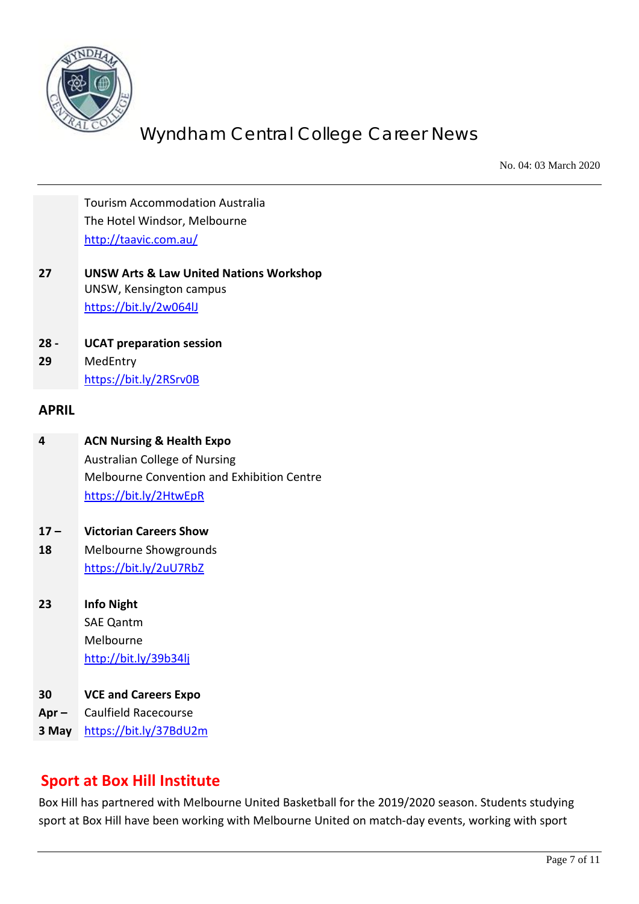| | |
|---|---|
| | Tourism Accommodation Australia<br>The Hotel Windsor, Melbourne<br>http://taavic.com.au/ |
| **27** | **UNSW Arts & Law United Nations Workshop**<br>UNSW, Kensington campus<br>https://bit.ly/2w064lJ |
| **28 - 29** | **UCAT preparation session**<br>MedEntry<br>https://bit.ly/2RSrv0B |

## APRIL

| | |
|---|---|
| **4** | **ACN Nursing & Health Expo**<br>Australian College of Nursing<br>Melbourne Convention and Exhibition Centre<br>https://bit.ly/2HtwEpR |
| **17 – 18** | **Victorian Careers Show**<br>Melbourne Showgrounds<br>https://bit.ly/2uU7RbZ |
| **23** | **Info Night**<br>SAE Qantm<br>Melbourne<br>http://bit.ly/39b34lj |
| **30 Apr – 3 May** | **VCE and Careers Expo**<br>Caulfield Racecourse<br>https://bit.ly/37BdU2m |

## Sport at Box Hill Institute

Box Hill has partnered with Melbourne United Basketball for the 2019/2020 season. Students studying sport at Box Hill have been working with Melbourne United on match-day events, working with sport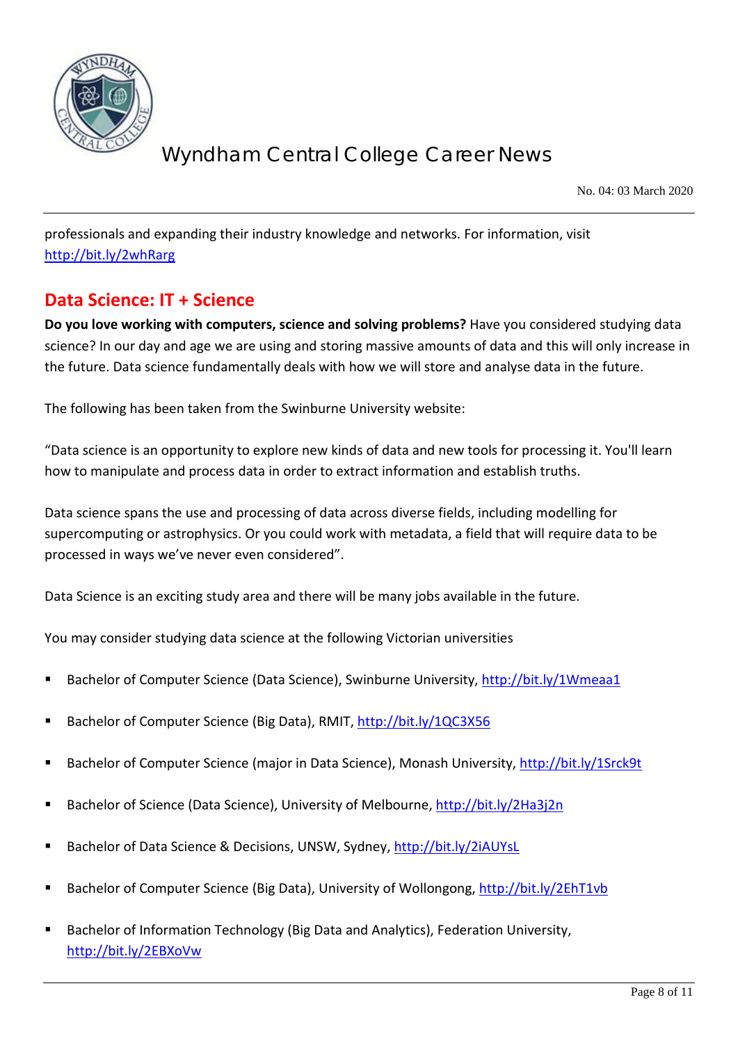professionals and expanding their industry knowledge and networks. For information, visit http://bit.ly/2whRarg

## Data Science: IT + Science

**Do you love working with computers, science and solving problems?** Have you considered studying data science? In our day and age we are using and storing massive amounts of data and this will only increase in the future. Data science fundamentally deals with how we will store and analyse data in the future.

The following has been taken from the Swinburne University website:

"Data science is an opportunity to explore new kinds of data and new tools for processing it. You'll learn how to manipulate and process data in order to extract information and establish truths.

Data science spans the use and processing of data across diverse fields, including modelling for supercomputing or astrophysics. Or you could work with metadata, a field that will require data to be processed in ways we've never even considered".

Data Science is an exciting study area and there will be many jobs available in the future.

You may consider studying data science at the following Victorian universities

- Bachelor of Computer Science (Data Science), Swinburne University, http://bit.ly/1Wmeaa1
- Bachelor of Computer Science (Big Data), RMIT, http://bit.ly/1QC3X56
- Bachelor of Computer Science (major in Data Science), Monash University, http://bit.ly/1Srck9t
- Bachelor of Science (Data Science), University of Melbourne, http://bit.ly/2Ha3j2n
- Bachelor of Data Science & Decisions, UNSW, Sydney, http://bit.ly/2iAUYsL
- Bachelor of Computer Science (Big Data), University of Wollongong, http://bit.ly/2EhT1vb
- Bachelor of Information Technology (Big Data and Analytics), Federation University, http://bit.ly/2EBXoVw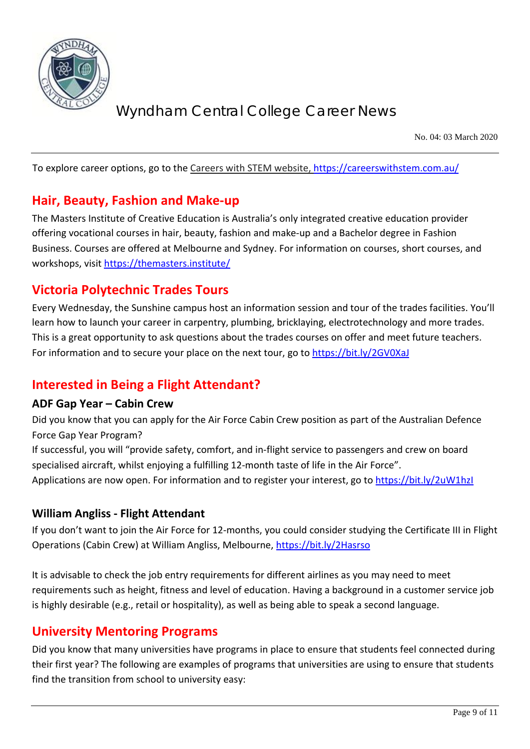To explore career options, go to the Careers with STEM website, https://careerswithstem.com.au/

## Hair, Beauty, Fashion and Make-up

The Masters Institute of Creative Education is Australia's only integrated creative education provider offering vocational courses in hair, beauty, fashion and make-up and a Bachelor degree in Fashion Business. Courses are offered at Melbourne and Sydney. For information on courses, short courses, and workshops, visit https://themasters.institute/

## Victoria Polytechnic Trades Tours

Every Wednesday, the Sunshine campus host an information session and tour of the trades facilities. You'll learn how to launch your career in carpentry, plumbing, bricklaying, electrotechnology and more trades. This is a great opportunity to ask questions about the trades courses on offer and meet future teachers. For information and to secure your place on the next tour, go to https://bit.ly/2GV0XaJ

## Interested in Being a Flight Attendant?

### ADF Gap Year – Cabin Crew

Did you know that you can apply for the Air Force Cabin Crew position as part of the Australian Defence Force Gap Year Program?

If successful, you will "provide safety, comfort, and in-flight service to passengers and crew on board specialised aircraft, whilst enjoying a fulfilling 12-month taste of life in the Air Force".

Applications are now open. For information and to register your interest, go to https://bit.ly/2uW1hzI

### William Angliss - Flight Attendant

If you don't want to join the Air Force for 12-months, you could consider studying the Certificate III in Flight Operations (Cabin Crew) at William Angliss, Melbourne, https://bit.ly/2Hasrso

It is advisable to check the job entry requirements for different airlines as you may need to meet requirements such as height, fitness and level of education. Having a background in a customer service job is highly desirable (e.g., retail or hospitality), as well as being able to speak a second language.

## University Mentoring Programs

Did you know that many universities have programs in place to ensure that students feel connected during their first year? The following are examples of programs that universities are using to ensure that students find the transition from school to university easy: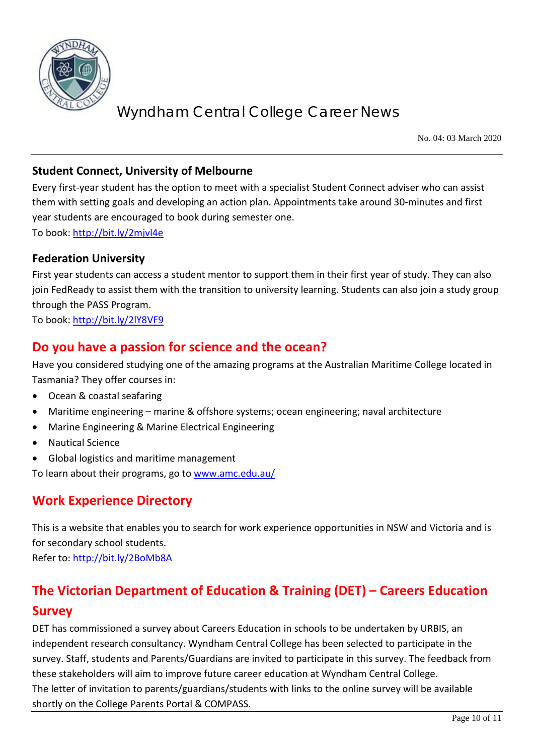### Student Connect, University of Melbourne

Every first-year student has the option to meet with a specialist Student Connect adviser who can assist them with setting goals and developing an action plan. Appointments take around 30-minutes and first year students are encouraged to book during semester one.
To book: http://bit.ly/2mjvl4e

### Federation University

First year students can access a student mentor to support them in their first year of study. They can also join FedReady to assist them with the transition to university learning. Students can also join a study group through the PASS Program.
To book: http://bit.ly/2lY8VF9

## Do you have a passion for science and the ocean?

Have you considered studying one of the amazing programs at the Australian Maritime College located in Tasmania? They offer courses in:

- Ocean & coastal seafaring
- Maritime engineering – marine & offshore systems; ocean engineering; naval architecture
- Marine Engineering & Marine Electrical Engineering
- Nautical Science
- Global logistics and maritime management

To learn about their programs, go to www.amc.edu.au/

## Work Experience Directory

This is a website that enables you to search for work experience opportunities in NSW and Victoria and is for secondary school students.
Refer to: http://bit.ly/2BoMb8A

## The Victorian Department of Education & Training (DET) – Careers Education Survey

DET has commissioned a survey about Careers Education in schools to be undertaken by URBIS, an independent research consultancy. Wyndham Central College has been selected to participate in the survey. Staff, students and Parents/Guardians are invited to participate in this survey. The feedback from these stakeholders will aim to improve future career education at Wyndham Central College.
The letter of invitation to parents/guardians/students with links to the online survey will be available shortly on the College Parents Portal & COMPASS.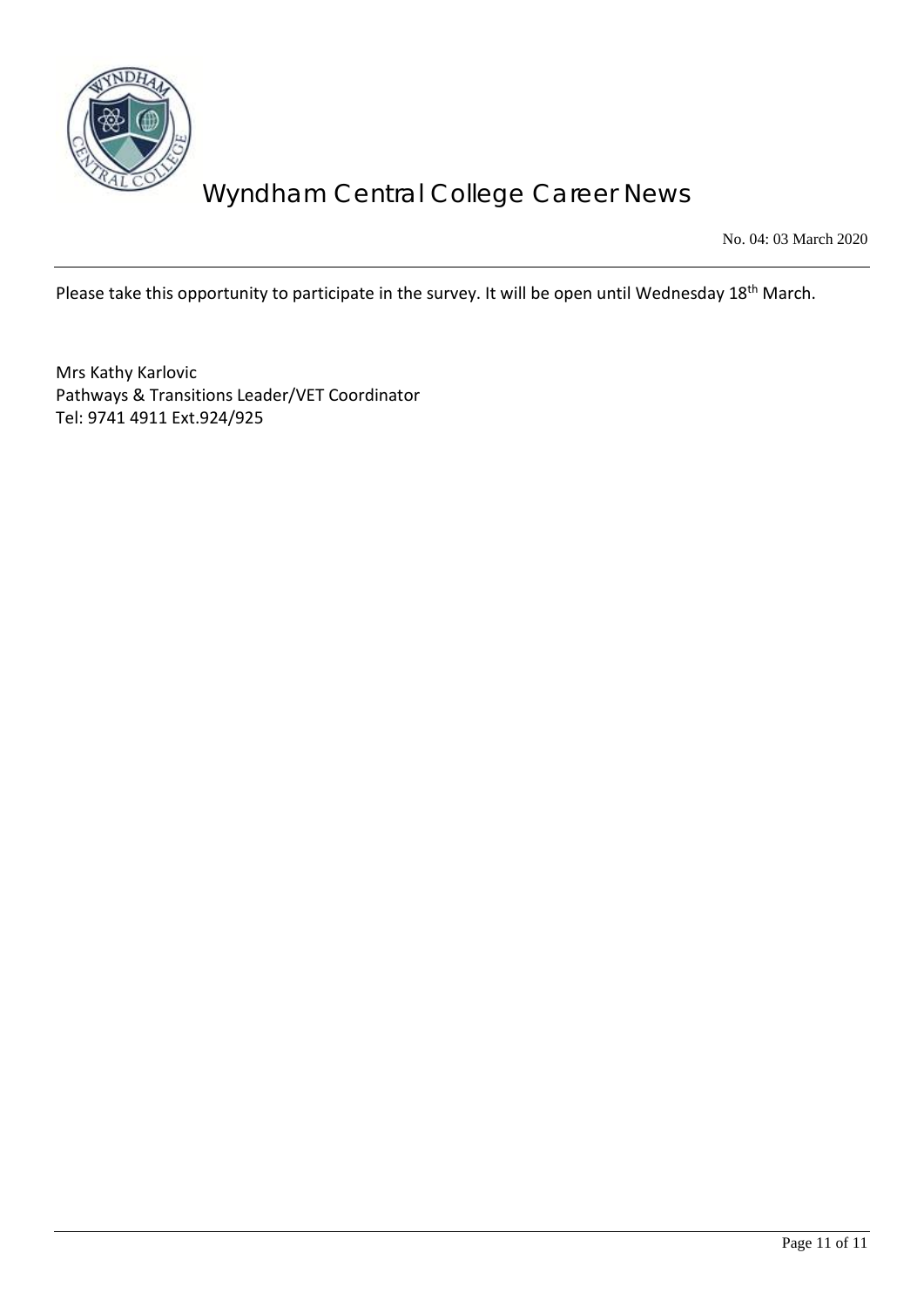Please take this opportunity to participate in the survey. It will be open until Wednesday 18th March.

Mrs Kathy Karlovic
Pathways & Transitions Leader/VET Coordinator
Tel: 9741 4911 Ext.924/925